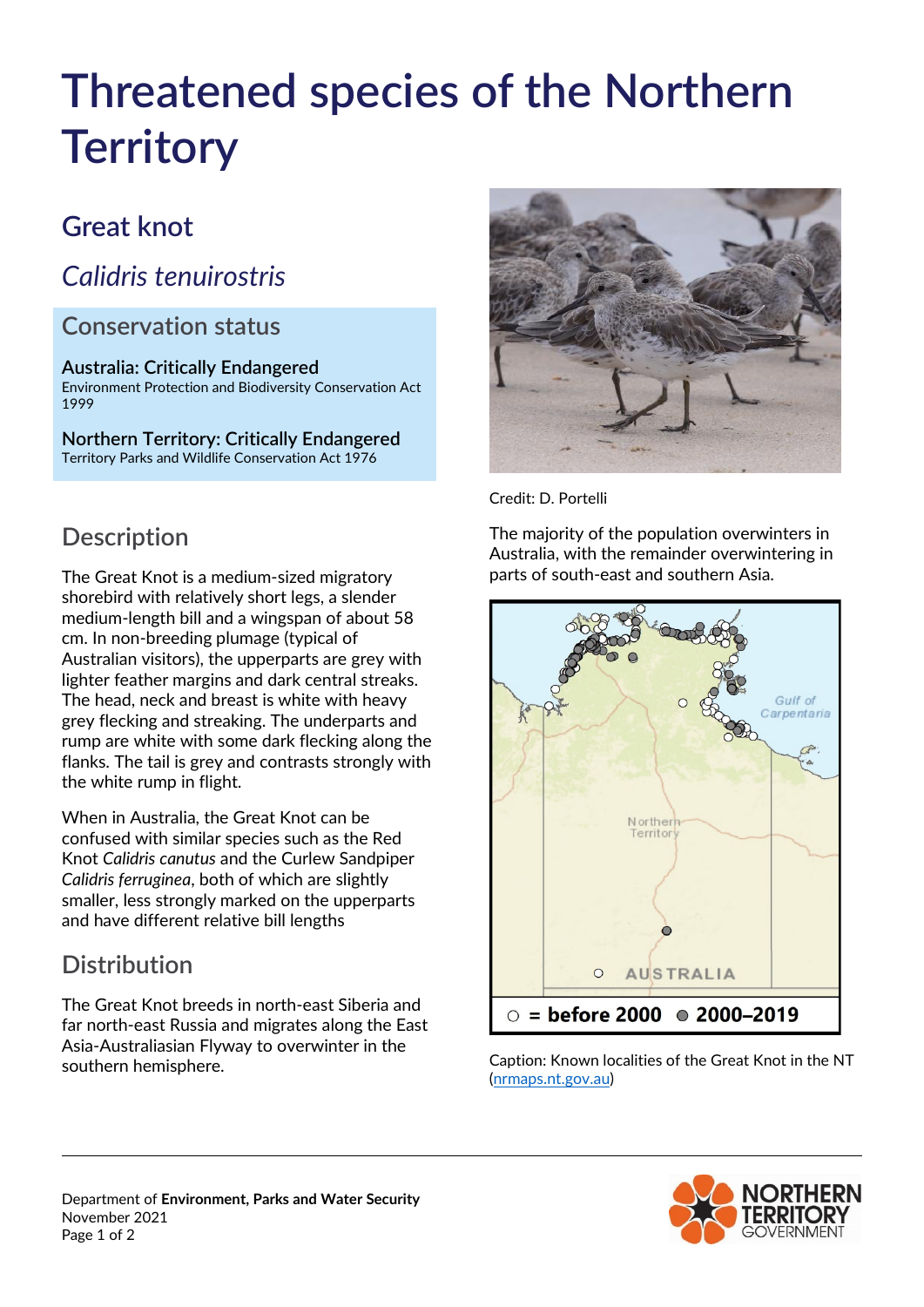# Threatened species of the Northern Territory

## Great knot

## *Calidris tenuirostris*

### Conservation status

**Australia: Critically Endangered**
Environment Protection and Biodiversity Conservation Act 1999

**Northern Territory: Critically Endangered**
Territory Parks and Wildlife Conservation Act 1976

Credit: D. Portelli

The majority of the population overwinters in Australia, with the remainder overwintering in parts of south-east and southern Asia.

○ = before 2000 ● 2000–2019

Caption: Known localities of the Great Knot in the NT (nrmaps.nt.gov.au)

## Description

The Great Knot is a medium-sized migratory shorebird with relatively short legs, a slender medium-length bill and a wingspan of about 58 cm. In non-breeding plumage (typical of Australian visitors), the upperparts are grey with lighter feather margins and dark central streaks. The head, neck and breast is white with heavy grey flecking and streaking. The underparts and rump are white with some dark flecking along the flanks. The tail is grey and contrasts strongly with the white rump in flight.

When in Australia, the Great Knot can be confused with similar species such as the Red Knot *Calidris canutus* and the Curlew Sandpiper *Calidris ferruginea*, both of which are slightly smaller, less strongly marked on the upperparts and have different relative bill lengths

## Distribution

The Great Knot breeds in north-east Siberia and far north-east Russia and migrates along the East Asia-Australiasian Flyway to overwinter in the southern hemisphere.

Department of **Environment, Parks and Water Security**
November 2021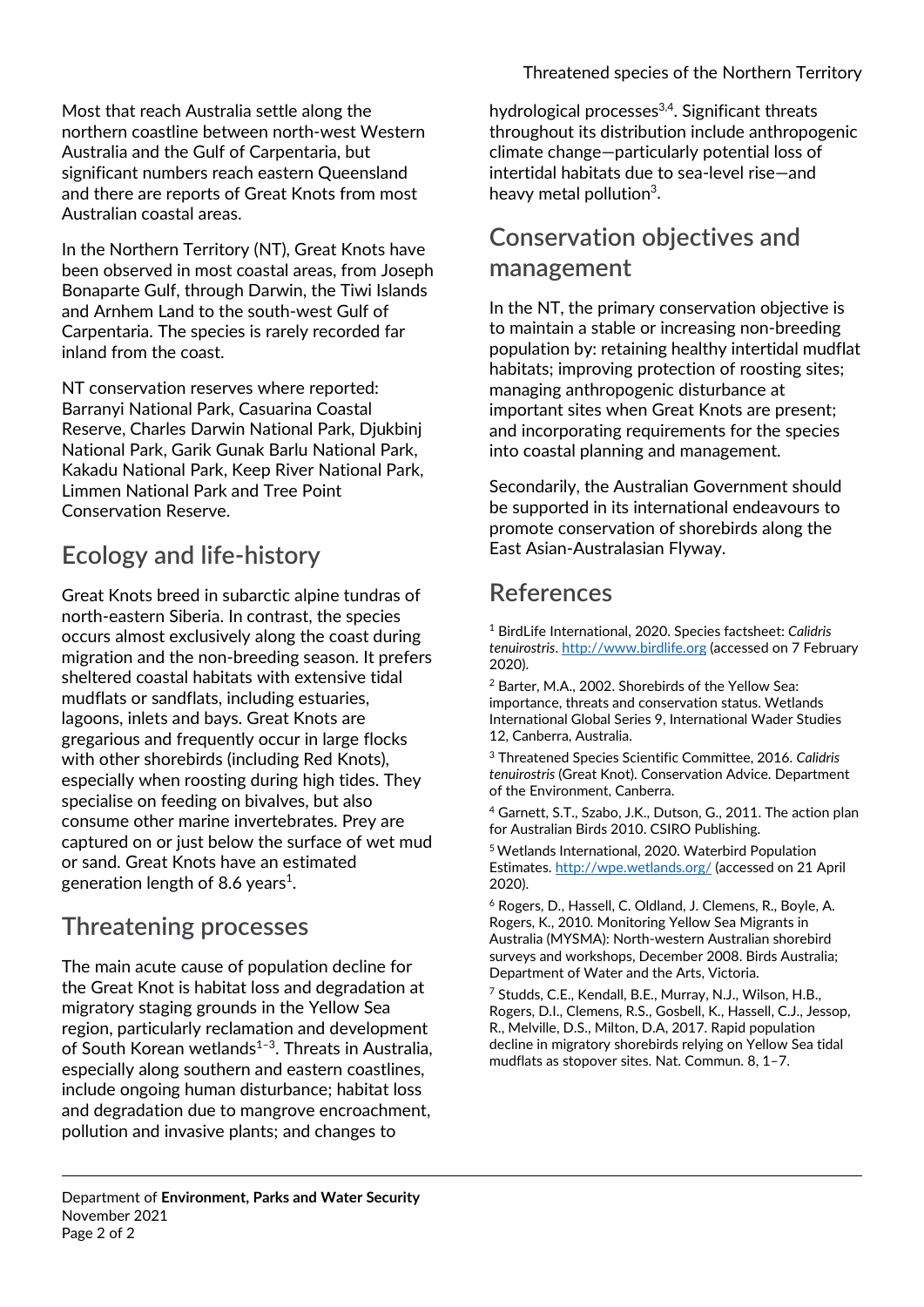Most that reach Australia settle along the northern coastline between north-west Western Australia and the Gulf of Carpentaria, but significant numbers reach eastern Queensland and there are reports of Great Knots from most Australian coastal areas.

In the Northern Territory (NT), Great Knots have been observed in most coastal areas, from Joseph Bonaparte Gulf, through Darwin, the Tiwi Islands and Arnhem Land to the south-west Gulf of Carpentaria. The species is rarely recorded far inland from the coast.

NT conservation reserves where reported: Barranyi National Park, Casuarina Coastal Reserve, Charles Darwin National Park, Djukbinj National Park, Garik Gunak Barlu National Park, Kakadu National Park, Keep River National Park, Limmen National Park and Tree Point Conservation Reserve.

## Ecology and life-history

Great Knots breed in subarctic alpine tundras of north-eastern Siberia. In contrast, the species occurs almost exclusively along the coast during migration and the non-breeding season. It prefers sheltered coastal habitats with extensive tidal mudflats or sandflats, including estuaries, lagoons, inlets and bays. Great Knots are gregarious and frequently occur in large flocks with other shorebirds (including Red Knots), especially when roosting during high tides. They specialise on feeding on bivalves, but also consume other marine invertebrates. Prey are captured on or just below the surface of wet mud or sand. Great Knots have an estimated generation length of 8.6 years[1].

## Threatening processes

The main acute cause of population decline for the Great Knot is habitat loss and degradation at migratory staging grounds in the Yellow Sea region, particularly reclamation and development of South Korean wetlands[1–3]. Threats in Australia, especially along southern and eastern coastlines, include ongoing human disturbance; habitat loss and degradation due to mangrove encroachment, pollution and invasive plants; and changes to hydrological processes[3,4]. Significant threats throughout its distribution include anthropogenic climate change—particularly potential loss of intertidal habitats due to sea-level rise—and heavy metal pollution[3].

## Conservation objectives and management

In the NT, the primary conservation objective is to maintain a stable or increasing non-breeding population by: retaining healthy intertidal mudflat habitats; improving protection of roosting sites; managing anthropogenic disturbance at important sites when Great Knots are present; and incorporating requirements for the species into coastal planning and management.

Secondarily, the Australian Government should be supported in its international endeavours to promote conservation of shorebirds along the East Asian-Australasian Flyway.

## References

[1] BirdLife International, 2020. Species factsheet: *Calidris tenuirostris*. http://www.birdlife.org (accessed on 7 February 2020).

[2] Barter, M.A., 2002. Shorebirds of the Yellow Sea: importance, threats and conservation status. Wetlands International Global Series 9, International Wader Studies 12, Canberra, Australia.

[3] Threatened Species Scientific Committee, 2016. *Calidris tenuirostris* (Great Knot). Conservation Advice. Department of the Environment, Canberra.

[4] Garnett, S.T., Szabo, J.K., Dutson, G., 2011. The action plan for Australian Birds 2010. CSIRO Publishing.

[5] Wetlands International, 2020. Waterbird Population Estimates. http://wpe.wetlands.org/ (accessed on 21 April 2020).

[6] Rogers, D., Hassell, C. Oldland, J. Clemens, R., Boyle, A. Rogers, K., 2010. Monitoring Yellow Sea Migrants in Australia (MYSMA): North-western Australian shorebird surveys and workshops, December 2008. Birds Australia; Department of Water and the Arts, Victoria.

[7] Studds, C.E., Kendall, B.E., Murray, N.J., Wilson, H.B., Rogers, D.I., Clemens, R.S., Gosbell, K., Hassell, C.J., Jessop, R., Melville, D.S., Milton, D.A, 2017. Rapid population decline in migratory shorebirds relying on Yellow Sea tidal mudflats as stopover sites. Nat. Commun. 8, 1–7.